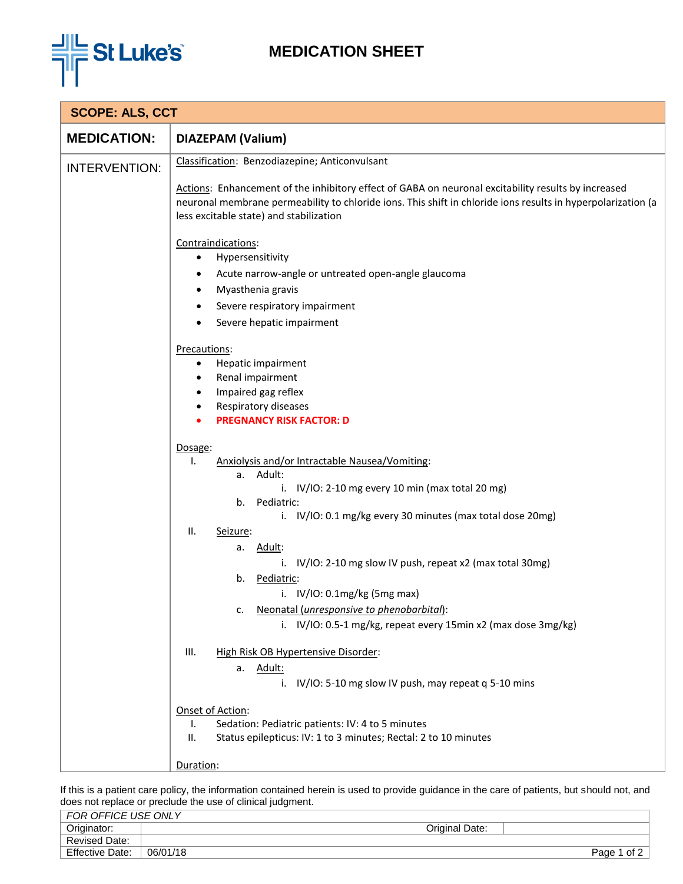# MEDICATION SHEET

**SCOPE: ALS, CCT**

| **MEDICATION:** | **DIAZEPAM (Valium)** |
|---|---|

**INTERVENTION:**

Classification: Benzodiazepine; Anticonvulsant

Actions: Enhancement of the inhibitory effect of GABA on neuronal excitability results by increased neuronal membrane permeability to chloride ions. This shift in chloride ions results in hyperpolarization (a less excitable state) and stabilization

Contraindications:

- Hypersensitivity
- Acute narrow-angle or untreated open-angle glaucoma
- Myasthenia gravis
- Severe respiratory impairment
- Severe hepatic impairment

Precautions:

- Hepatic impairment
- Renal impairment
- Impaired gag reflex
- Respiratory diseases
- **PREGNANCY RISK FACTOR: D**

Dosage:

I. Anxiolysis and/or Intractable Nausea/Vomiting:
   a. Adult:
      i. IV/IO: 2-10 mg every 10 min (max total 20 mg)
   b. Pediatric:
      i. IV/IO: 0.1 mg/kg every 30 minutes (max total dose 20mg)

II. Seizure:
   a. Adult:
      i. IV/IO: 2-10 mg slow IV push, repeat x2 (max total 30mg)
   b. Pediatric:
      i. IV/IO: 0.1mg/kg (5mg max)
   c. Neonatal (*unresponsive to phenobarbital*):
      i. IV/IO: 0.5-1 mg/kg, repeat every 15min x2 (max dose 3mg/kg)

III. High Risk OB Hypertensive Disorder:
   a. Adult:
      i. IV/IO: 5-10 mg slow IV push, may repeat q 5-10 mins

Onset of Action:

I. Sedation: Pediatric patients: IV: 4 to 5 minutes
II. Status epilepticus: IV: 1 to 3 minutes; Rectal: 2 to 10 minutes

Duration:

If this is a patient care policy, the information contained herein is used to provide guidance in the care of patients, but should not, and does not replace or preclude the use of clinical judgment.

| *FOR OFFICE USE ONLY* | | | |
|---|---|---|---|
| Originator: | | Original Date: | |
| Revised Date: | | | |
| Effective Date: | 06/01/18 | | |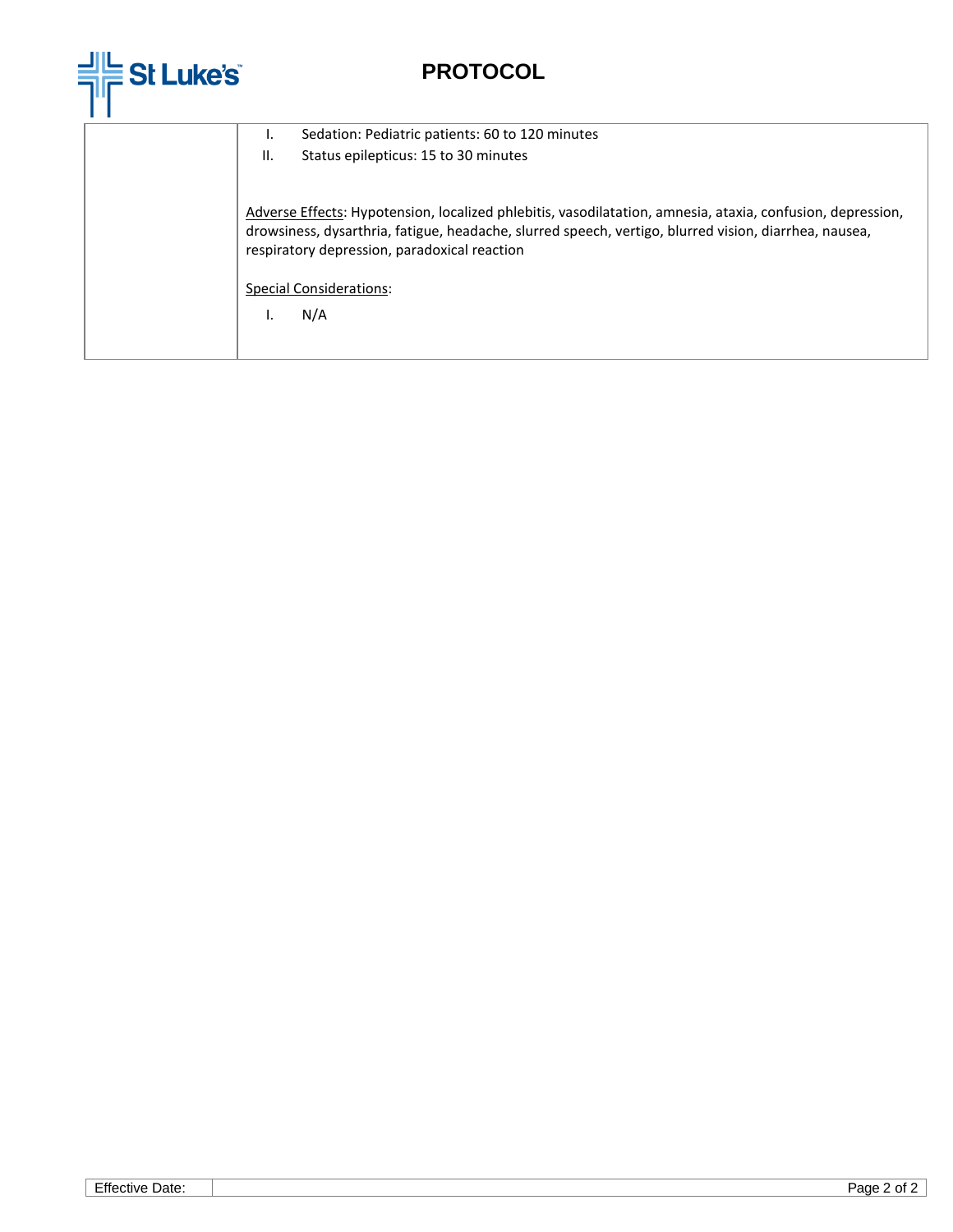I. Sedation: Pediatric patients: 60 to 120 minutes

II. Status epilepticus: 15 to 30 minutes

Adverse Effects: Hypotension, localized phlebitis, vasodilatation, amnesia, ataxia, confusion, depression, drowsiness, dysarthria, fatigue, headache, slurred speech, vertigo, blurred vision, diarrhea, nausea, respiratory depression, paradoxical reaction

Special Considerations:

I. N/A

| | |
|---|---|
| Effective Date: | |